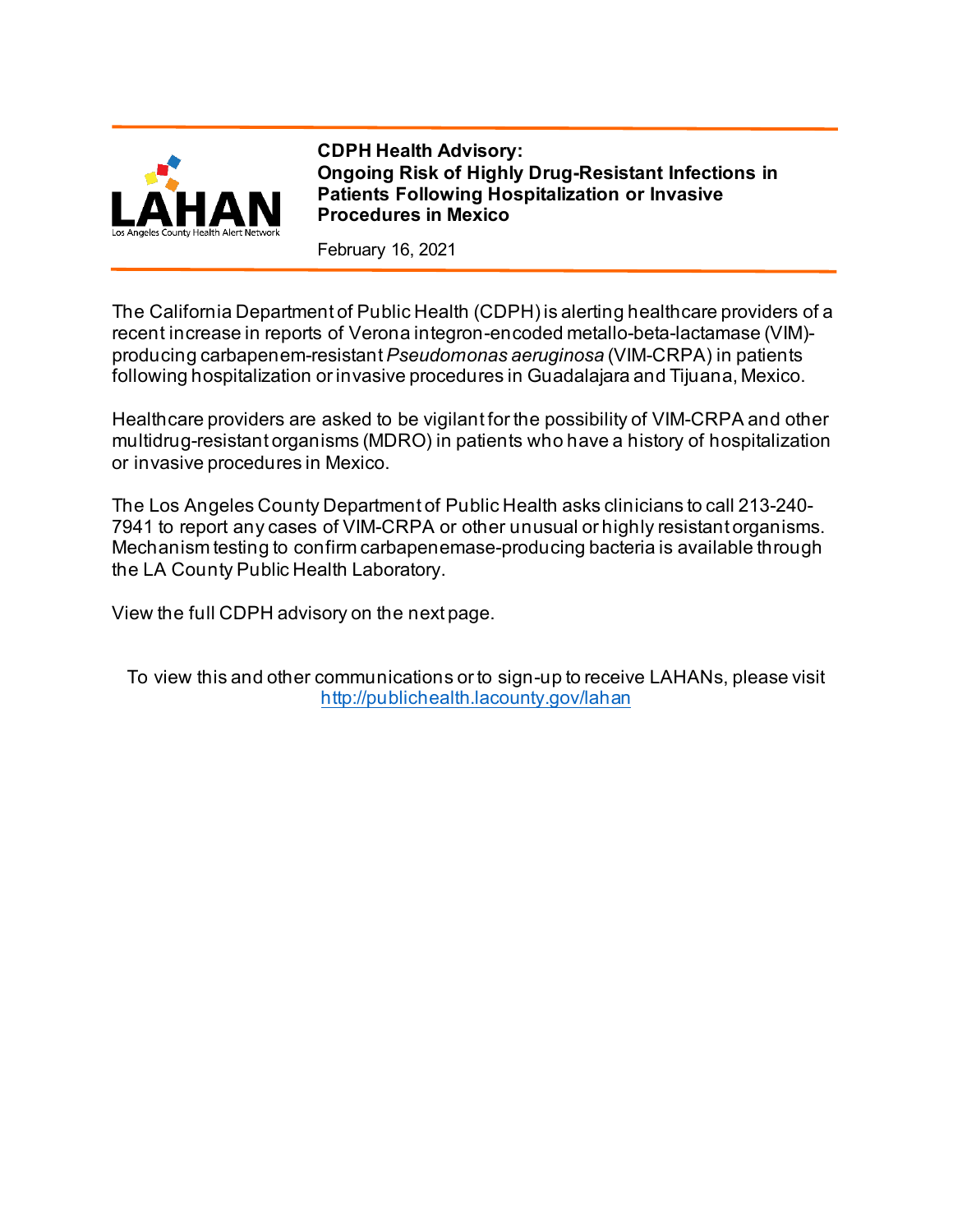LAHAN

Los Angeles County Health Alert Network

**CDPH Health Advisory:**
**Ongoing Risk of Highly Drug-Resistant Infections in Patients Following Hospitalization or Invasive Procedures in Mexico**

February 16, 2021

The California Department of Public Health (CDPH) is alerting healthcare providers of a recent increase in reports of Verona integron-encoded metallo-beta-lactamase (VIM)-producing carbapenem-resistant *Pseudomonas aeruginosa* (VIM-CRPA) in patients following hospitalization or invasive procedures in Guadalajara and Tijuana, Mexico.

Healthcare providers are asked to be vigilant for the possibility of VIM-CRPA and other multidrug-resistant organisms (MDRO) in patients who have a history of hospitalization or invasive procedures in Mexico.

The Los Angeles County Department of Public Health asks clinicians to call 213-240-7941 to report any cases of VIM-CRPA or other unusual or highly resistant organisms. Mechanism testing to confirm carbapenemase-producing bacteria is available through the LA County Public Health Laboratory.

View the full CDPH advisory on the next page.

To view this and other communications or to sign-up to receive LAHANs, please visit [http://publichealth.lacounty.gov/lahan](http://publichealth.lacounty.gov/lahan)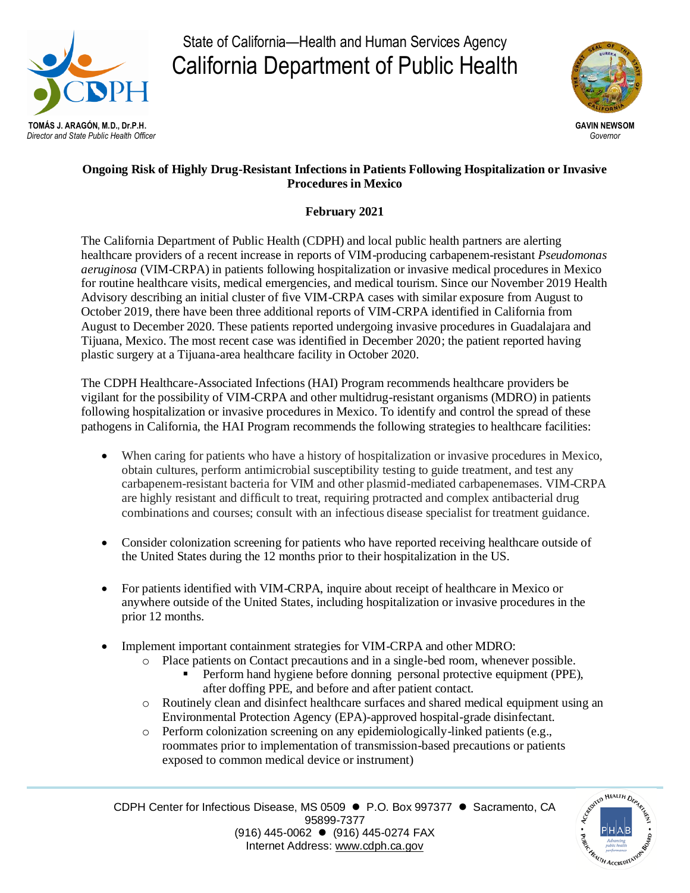State of California—Health and Human Services Agency

California Department of Public Health

**TOMÁS J. ARAGÓN, M.D., Dr.P.H.**
*Director and State Public Health Officer*

**GAVIN NEWSOM**
*Governor*

**Ongoing Risk of Highly Drug-Resistant Infections in Patients Following Hospitalization or Invasive Procedures in Mexico**

**February 2021**

The California Department of Public Health (CDPH) and local public health partners are alerting healthcare providers of a recent increase in reports of VIM-producing carbapenem-resistant *Pseudomonas aeruginosa* (VIM-CRPA) in patients following hospitalization or invasive medical procedures in Mexico for routine healthcare visits, medical emergencies, and medical tourism. Since our November 2019 Health Advisory describing an initial cluster of five VIM-CRPA cases with similar exposure from August to October 2019, there have been three additional reports of VIM-CRPA identified in California from August to December 2020. These patients reported undergoing invasive procedures in Guadalajara and Tijuana, Mexico. The most recent case was identified in December 2020; the patient reported having plastic surgery at a Tijuana-area healthcare facility in October 2020.

The CDPH Healthcare-Associated Infections (HAI) Program recommends healthcare providers be vigilant for the possibility of VIM-CRPA and other multidrug-resistant organisms (MDRO) in patients following hospitalization or invasive procedures in Mexico. To identify and control the spread of these pathogens in California, the HAI Program recommends the following strategies to healthcare facilities:

- When caring for patients who have a history of hospitalization or invasive procedures in Mexico, obtain cultures, perform antimicrobial susceptibility testing to guide treatment, and test any carbapenem-resistant bacteria for VIM and other plasmid-mediated carbapenemases. VIM-CRPA are highly resistant and difficult to treat, requiring protracted and complex antibacterial drug combinations and courses; consult with an infectious disease specialist for treatment guidance.

- Consider colonization screening for patients who have reported receiving healthcare outside of the United States during the 12 months prior to their hospitalization in the US.

- For patients identified with VIM-CRPA, inquire about receipt of healthcare in Mexico or anywhere outside of the United States, including hospitalization or invasive procedures in the prior 12 months.

- Implement important containment strategies for VIM-CRPA and other MDRO:
    - Place patients on Contact precautions and in a single-bed room, whenever possible.
        - Perform hand hygiene before donning personal protective equipment (PPE), after doffing PPE, and before and after patient contact.
    - Routinely clean and disinfect healthcare surfaces and shared medical equipment using an Environmental Protection Agency (EPA)-approved hospital-grade disinfectant.
    - Perform colonization screening on any epidemiologically-linked patients (e.g., roommates prior to implementation of transmission-based precautions or patients exposed to common medical device or instrument)

CDPH Center for Infectious Disease, MS 0509 ● P.O. Box 997377 ● Sacramento, CA 95899-7377
(916) 445-0062 ● (916) 445-0274 FAX
Internet Address: www.cdph.ca.gov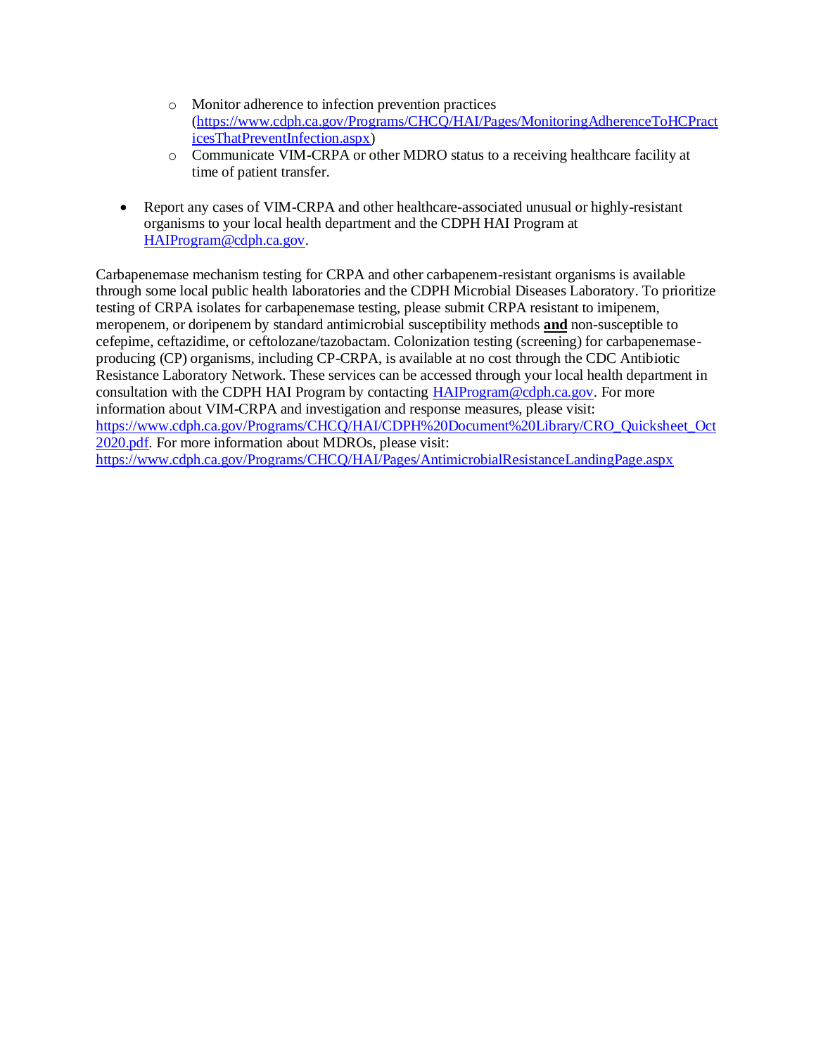- Monitor adherence to infection prevention practices (https://www.cdph.ca.gov/Programs/CHCQ/HAI/Pages/MonitoringAdherenceToHCPracticesThatPreventInfection.aspx)
  - Communicate VIM-CRPA or other MDRO status to a receiving healthcare facility at time of patient transfer.

- Report any cases of VIM-CRPA and other healthcare-associated unusual or highly-resistant organisms to your local health department and the CDPH HAI Program at HAIProgram@cdph.ca.gov.

Carbapenemase mechanism testing for CRPA and other carbapenem-resistant organisms is available through some local public health laboratories and the CDPH Microbial Diseases Laboratory. To prioritize testing of CRPA isolates for carbapenemase testing, please submit CRPA resistant to imipenem, meropenem, or doripenem by standard antimicrobial susceptibility methods **and** non-susceptible to cefepime, ceftazidime, or ceftolozane/tazobactam. Colonization testing (screening) for carbapenemase-producing (CP) organisms, including CP-CRPA, is available at no cost through the CDC Antibiotic Resistance Laboratory Network. These services can be accessed through your local health department in consultation with the CDPH HAI Program by contacting HAIProgram@cdph.ca.gov. For more information about VIM-CRPA and investigation and response measures, please visit: https://www.cdph.ca.gov/Programs/CHCQ/HAI/CDPH%20Document%20Library/CRO_Quicksheet_Oct2020.pdf. For more information about MDROs, please visit: https://www.cdph.ca.gov/Programs/CHCQ/HAI/Pages/AntimicrobialResistanceLandingPage.aspx